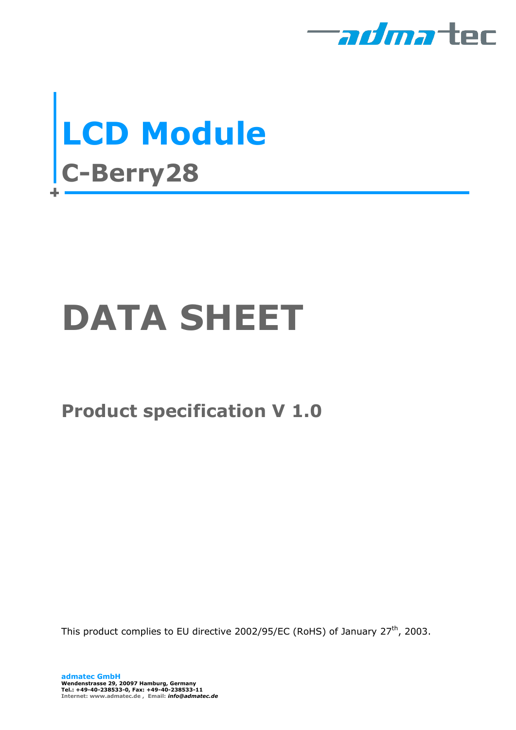# LCD Module

## C-Berry28

# DATA SHEET

## Product specification V 1.0

This product complies to EU directive 2002/95/EC (RoHS) of January 27th, 2003.

**admatec GmbH**
**Wendenstrasse 29, 20097 Hamburg, Germany**
**Tel.: +49-40-238533-0, Fax: +49-40-238533-11**
**Internet: www.admatec.de , Email: *info@admatec.de***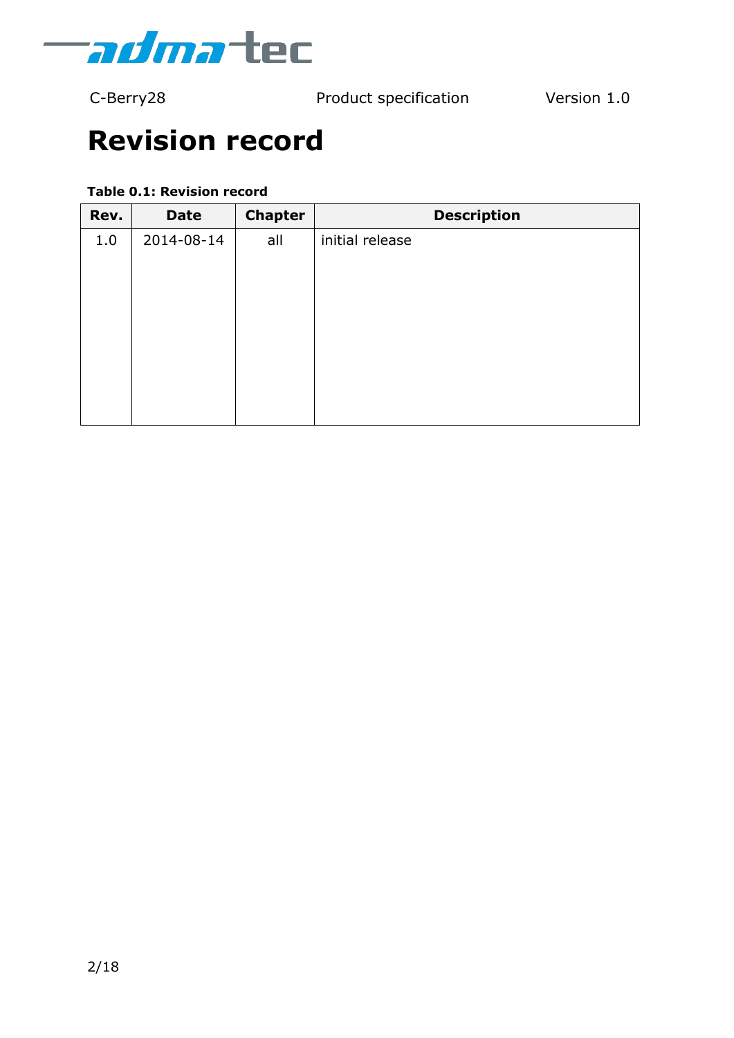# Revision record

**Table 0.1: Revision record**

| Rev. | Date | Chapter | Description |
|---|---|---|---|
| 1.0 | 2014-08-14 | all | initial release |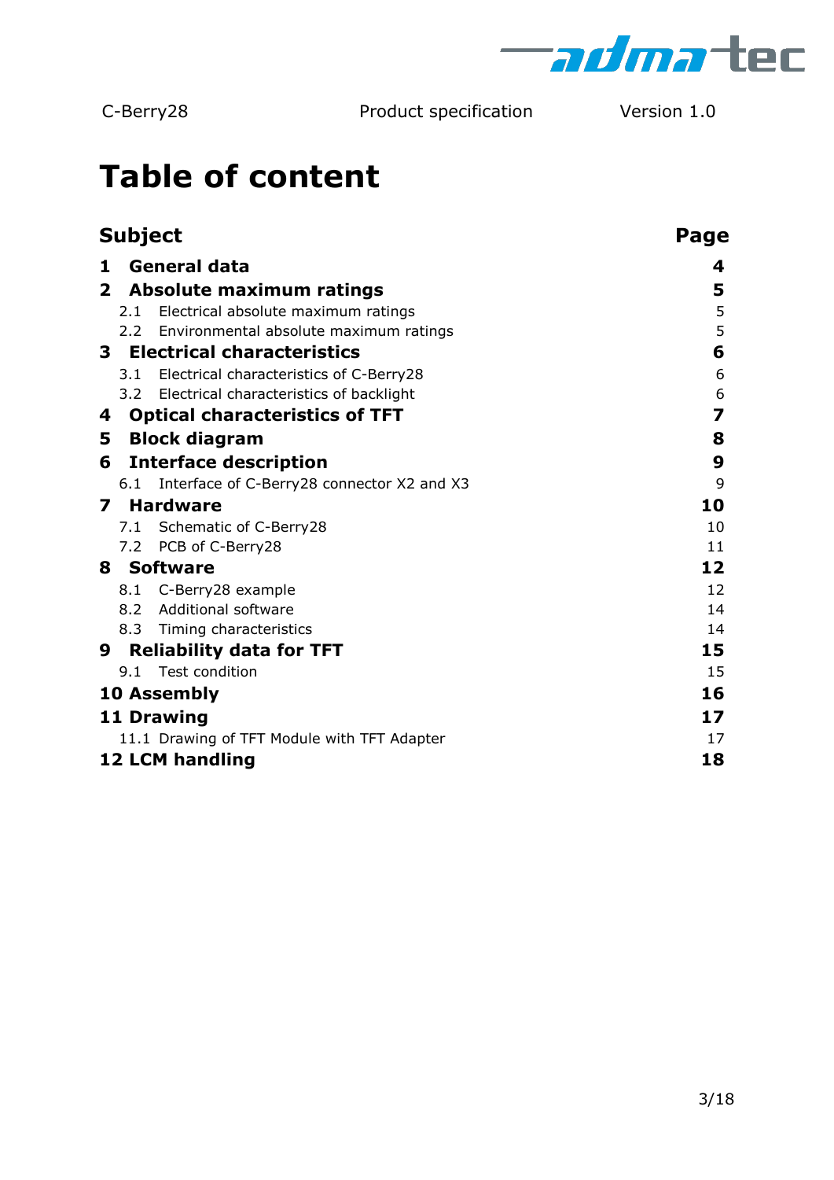# Table of content

| Subject | Page |
|---|---|
| **1 General data** | **4** |
| **2 Absolute maximum ratings** | **5** |
| 2.1 Electrical absolute maximum ratings | 5 |
| 2.2 Environmental absolute maximum ratings | 5 |
| **3 Electrical characteristics** | **6** |
| 3.1 Electrical characteristics of C-Berry28 | 6 |
| 3.2 Electrical characteristics of backlight | 6 |
| **4 Optical characteristics of TFT** | **7** |
| **5 Block diagram** | **8** |
| **6 Interface description** | **9** |
| 6.1 Interface of C-Berry28 connector X2 and X3 | 9 |
| **7 Hardware** | **10** |
| 7.1 Schematic of C-Berry28 | 10 |
| 7.2 PCB of C-Berry28 | 11 |
| **8 Software** | **12** |
| 8.1 C-Berry28 example | 12 |
| 8.2 Additional software | 14 |
| 8.3 Timing characteristics | 14 |
| **9 Reliability data for TFT** | **15** |
| 9.1 Test condition | 15 |
| **10 Assembly** | **16** |
| **11 Drawing** | **17** |
| 11.1 Drawing of TFT Module with TFT Adapter | 17 |
| **12 LCM handling** | **18** |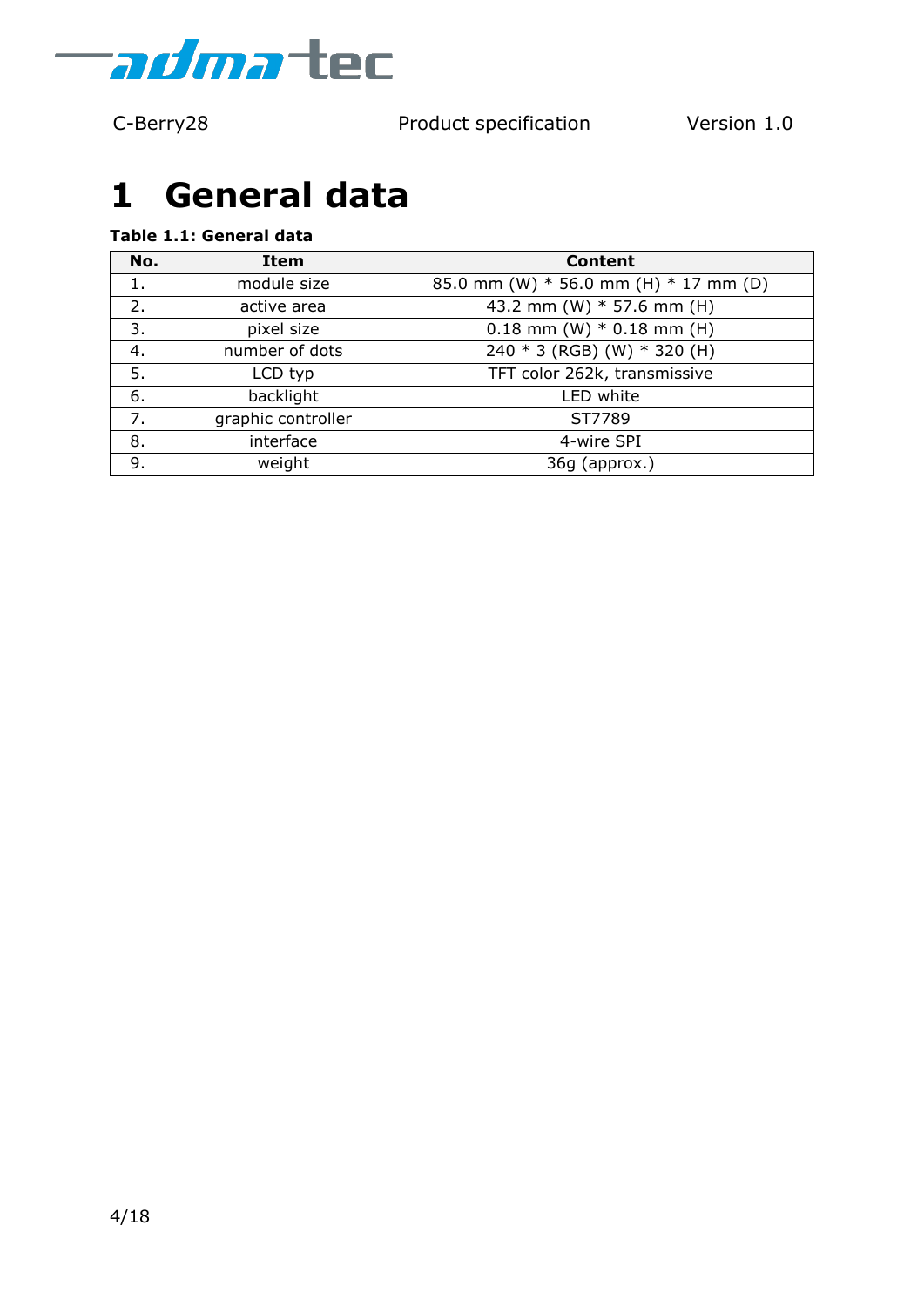# 1 General data

**Table 1.1: General data**

| No. | Item | Content |
|---|---|---|
| 1. | module size | 85.0 mm (W) * 56.0 mm (H) * 17 mm (D) |
| 2. | active area | 43.2 mm (W) * 57.6 mm (H) |
| 3. | pixel size | 0.18 mm (W) * 0.18 mm (H) |
| 4. | number of dots | 240 * 3 (RGB) (W) * 320 (H) |
| 5. | LCD typ | TFT color 262k, transmissive |
| 6. | backlight | LED white |
| 7. | graphic controller | ST7789 |
| 8. | interface | 4-wire SPI |
| 9. | weight | 36g (approx.) |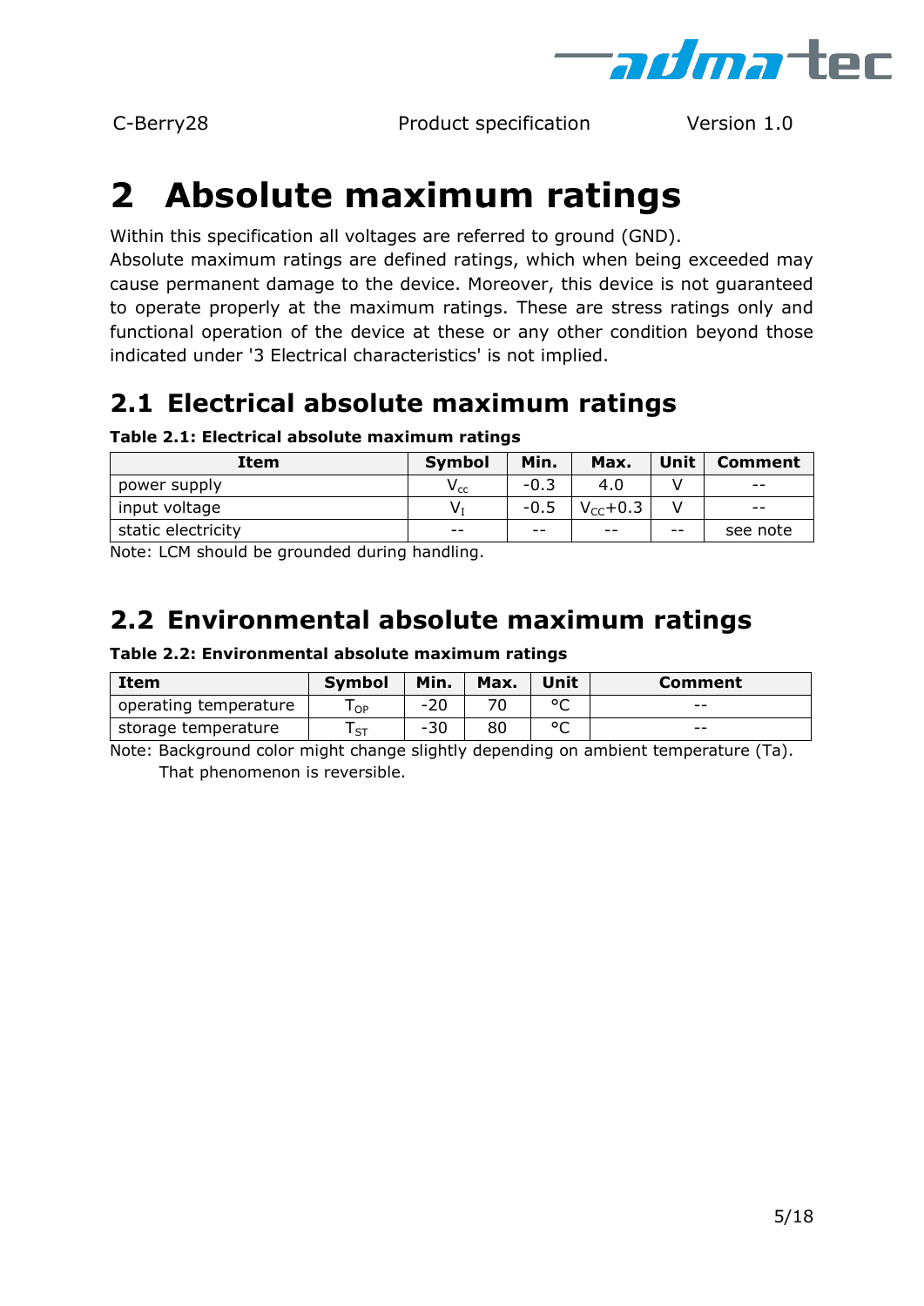# 2 Absolute maximum ratings

Within this specification all voltages are referred to ground (GND).
Absolute maximum ratings are defined ratings, which when being exceeded may cause permanent damage to the device. Moreover, this device is not guaranteed to operate properly at the maximum ratings. These are stress ratings only and functional operation of the device at these or any other condition beyond those indicated under '3 Electrical characteristics' is not implied.

## 2.1 Electrical absolute maximum ratings

**Table 2.1: Electrical absolute maximum ratings**

| Item | Symbol | Min. | Max. | Unit | Comment |
|---|---|---|---|---|---|
| power supply | $V_{cc}$ | -0.3 | 4.0 | V | -- |
| input voltage | $V_I$ | -0.5 | $V_{CC}$+0.3 | V | -- |
| static electricity | -- | -- | -- | -- | see note |

Note: LCM should be grounded during handling.

## 2.2 Environmental absolute maximum ratings

**Table 2.2: Environmental absolute maximum ratings**

| Item | Symbol | Min. | Max. | Unit | Comment |
|---|---|---|---|---|---|
| operating temperature | $T_{OP}$ | -20 | 70 | °C | -- |
| storage temperature | $T_{ST}$ | -30 | 80 | °C | -- |

Note: Background color might change slightly depending on ambient temperature (Ta).
That phenomenon is reversible.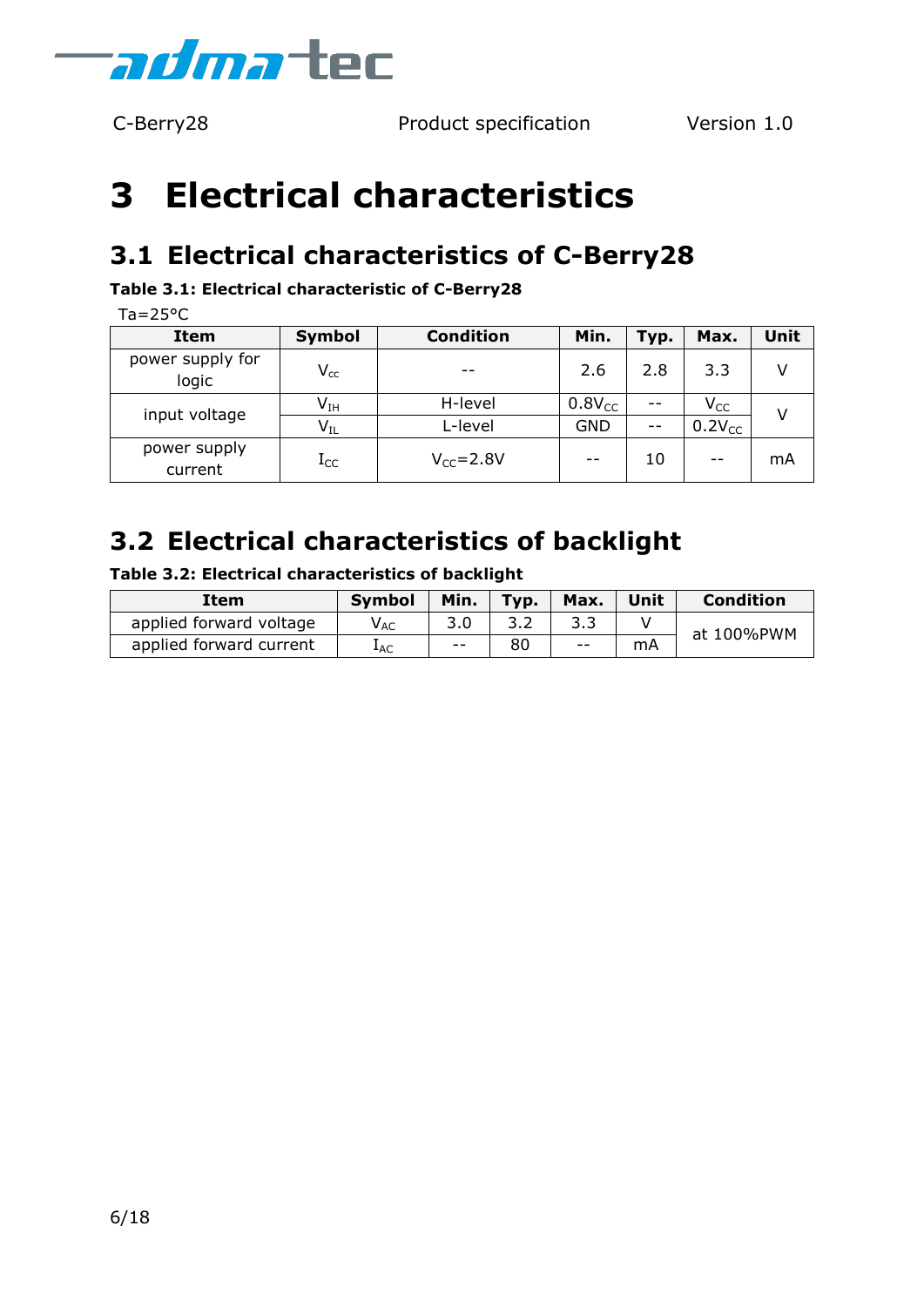# 3 Electrical characteristics

## 3.1 Electrical characteristics of C-Berry28

**Table 3.1: Electrical characteristic of C-Berry28**

Ta=25°C

| Item | Symbol | Condition | Min. | Typ. | Max. | Unit |
|---|---|---|---|---|---|---|
| power supply for logic | $V_{cc}$ | -- | 2.6 | 2.8 | 3.3 | V |
| input voltage | $V_{IH}$ | H-level | $0.8V_{CC}$ | -- | $V_{CC}$ | V |
| | $V_{IL}$ | L-level | GND | -- | $0.2V_{CC}$ | |
| power supply current | $I_{CC}$ | $V_{CC}$=2.8V | -- | 10 | -- | mA |

## 3.2 Electrical characteristics of backlight

**Table 3.2: Electrical characteristics of backlight**

| Item | Symbol | Min. | Typ. | Max. | Unit | Condition |
|---|---|---|---|---|---|---|
| applied forward voltage | $V_{AC}$ | 3.0 | 3.2 | 3.3 | V | at 100%PWM |
| applied forward current | $I_{AC}$ | -- | 80 | -- | mA | |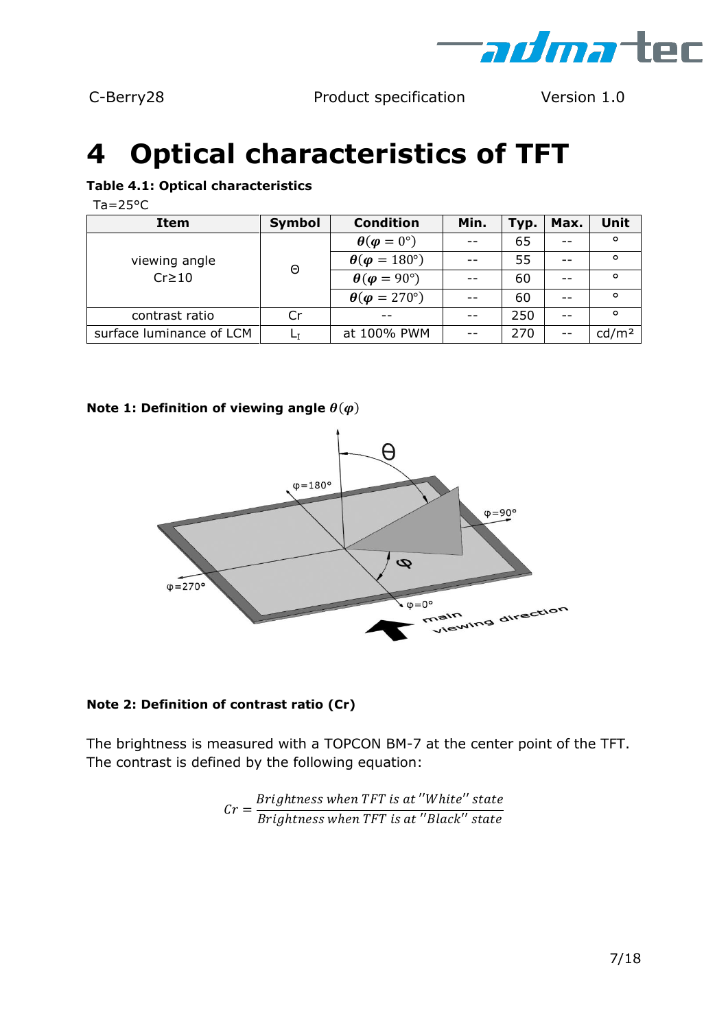# 4 Optical characteristics of TFT

**Table 4.1: Optical characteristics**

Ta=25°C

| Item | Symbol | Condition | Min. | Typ. | Max. | Unit |
|---|---|---|---|---|---|---|
| viewing angle Cr≥10 | Θ | $\boldsymbol{\theta}(\boldsymbol{\varphi} = 0°)$ | -- | 65 | -- | ° |
| | | $\boldsymbol{\theta}(\boldsymbol{\varphi} = 180°)$ | -- | 55 | -- | ° |
| | | $\boldsymbol{\theta}(\boldsymbol{\varphi} = 90°)$ | -- | 60 | -- | ° |
| | | $\boldsymbol{\theta}(\boldsymbol{\varphi} = 270°)$ | -- | 60 | -- | ° |
| contrast ratio | Cr | -- | -- | 250 | -- | ° |
| surface luminance of LCM | $L_I$ | at 100% PWM | -- | 270 | -- | cd/m² |

**Note 1: Definition of viewing angle $\theta(\varphi)$**

**Note 2: Definition of contrast ratio (Cr)**

The brightness is measured with a TOPCON BM-7 at the center point of the TFT.
The contrast is defined by the following equation:

$$Cr = \frac{Brightness\ when\ TFT\ is\ at\ "White"\ state}{Brightness\ when\ TFT\ is\ at\ "Black"\ state}$$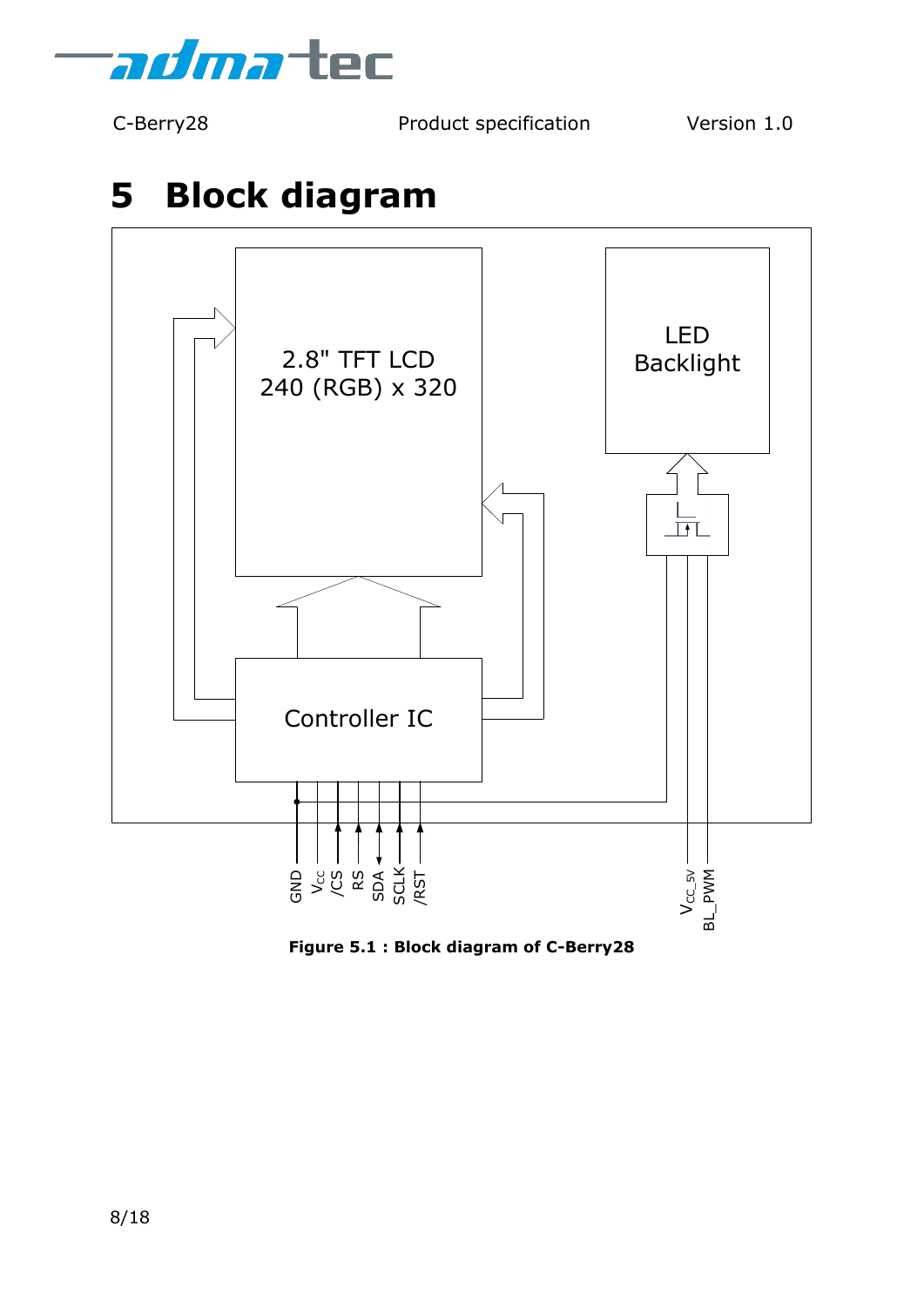# 5 Block diagram

**Figure 5.1 : Block diagram of C-Berry28**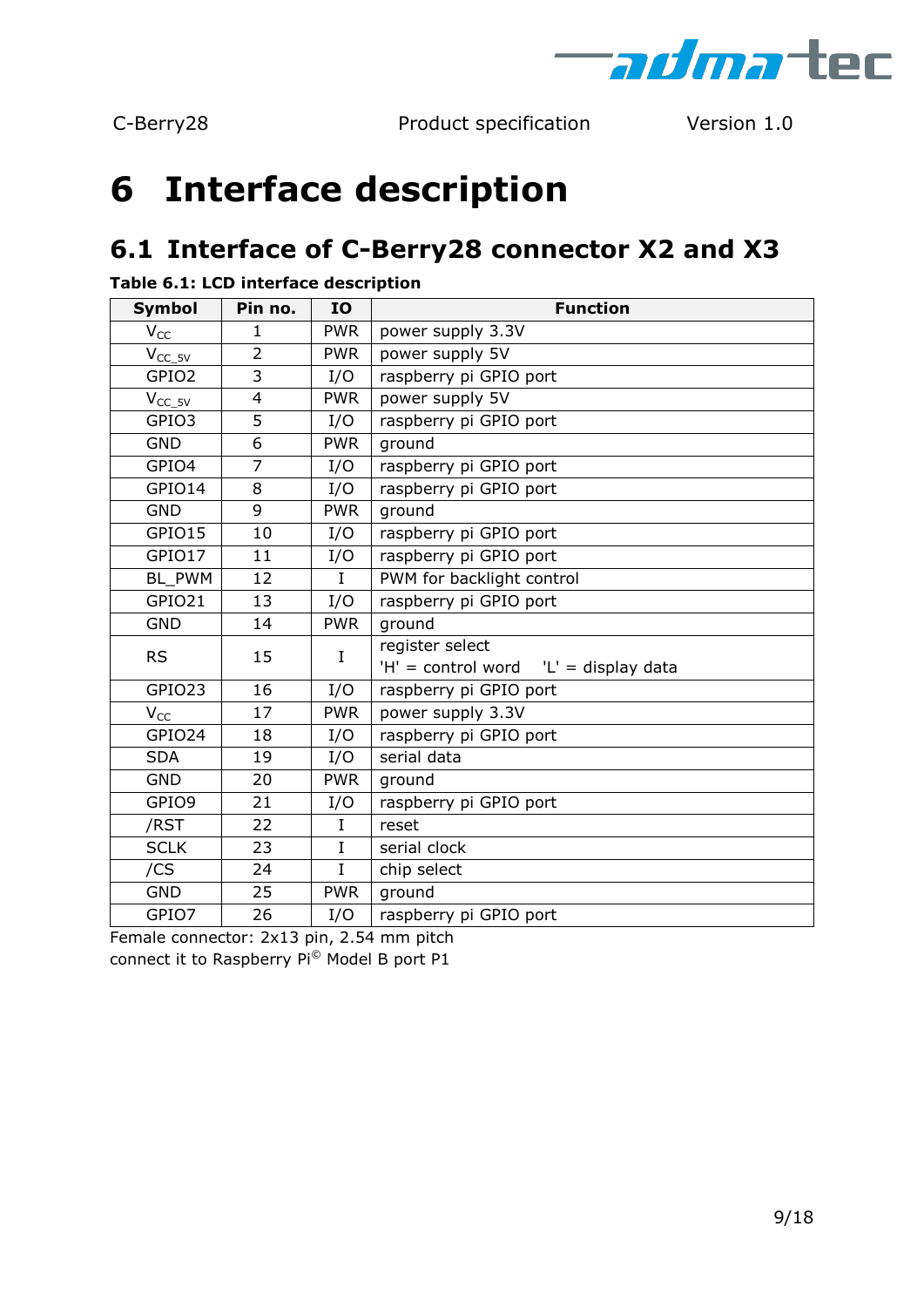# 6 Interface description

## 6.1 Interface of C-Berry28 connector X2 and X3

**Table 6.1: LCD interface description**

| Symbol | Pin no. | IO | Function |
|---|---|---|---|
| $V_{CC}$ | 1 | PWR | power supply 3.3V |
| $V_{CC\_5V}$ | 2 | PWR | power supply 5V |
| GPIO2 | 3 | I/O | raspberry pi GPIO port |
| $V_{CC\_5V}$ | 4 | PWR | power supply 5V |
| GPIO3 | 5 | I/O | raspberry pi GPIO port |
| GND | 6 | PWR | ground |
| GPIO4 | 7 | I/O | raspberry pi GPIO port |
| GPIO14 | 8 | I/O | raspberry pi GPIO port |
| GND | 9 | PWR | ground |
| GPIO15 | 10 | I/O | raspberry pi GPIO port |
| GPIO17 | 11 | I/O | raspberry pi GPIO port |
| BL_PWM | 12 | I | PWM for backlight control |
| GPIO21 | 13 | I/O | raspberry pi GPIO port |
| GND | 14 | PWR | ground |
| RS | 15 | I | register select<br>'H' = control word 'L' = display data |
| GPIO23 | 16 | I/O | raspberry pi GPIO port |
| $V_{CC}$ | 17 | PWR | power supply 3.3V |
| GPIO24 | 18 | I/O | raspberry pi GPIO port |
| SDA | 19 | I/O | serial data |
| GND | 20 | PWR | ground |
| GPIO9 | 21 | I/O | raspberry pi GPIO port |
| /RST | 22 | I | reset |
| SCLK | 23 | I | serial clock |
| /CS | 24 | I | chip select |
| GND | 25 | PWR | ground |
| GPIO7 | 26 | I/O | raspberry pi GPIO port |

Female connector: 2x13 pin, 2.54 mm pitch
connect it to Raspberry Pi© Model B port P1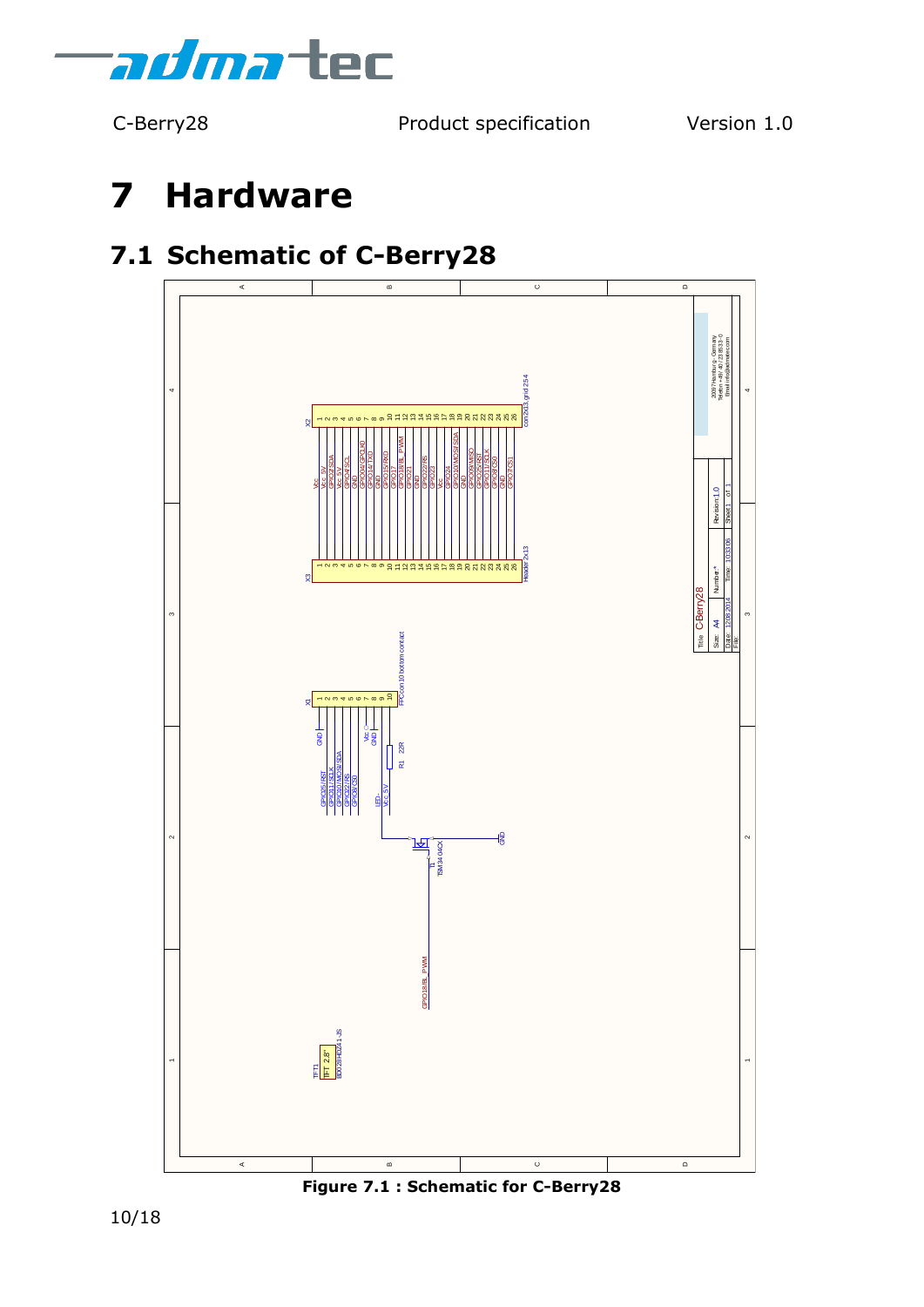# 7 Hardware

## 7.1 Schematic of C-Berry28

Figure 7.1 : Schematic for C-Berry28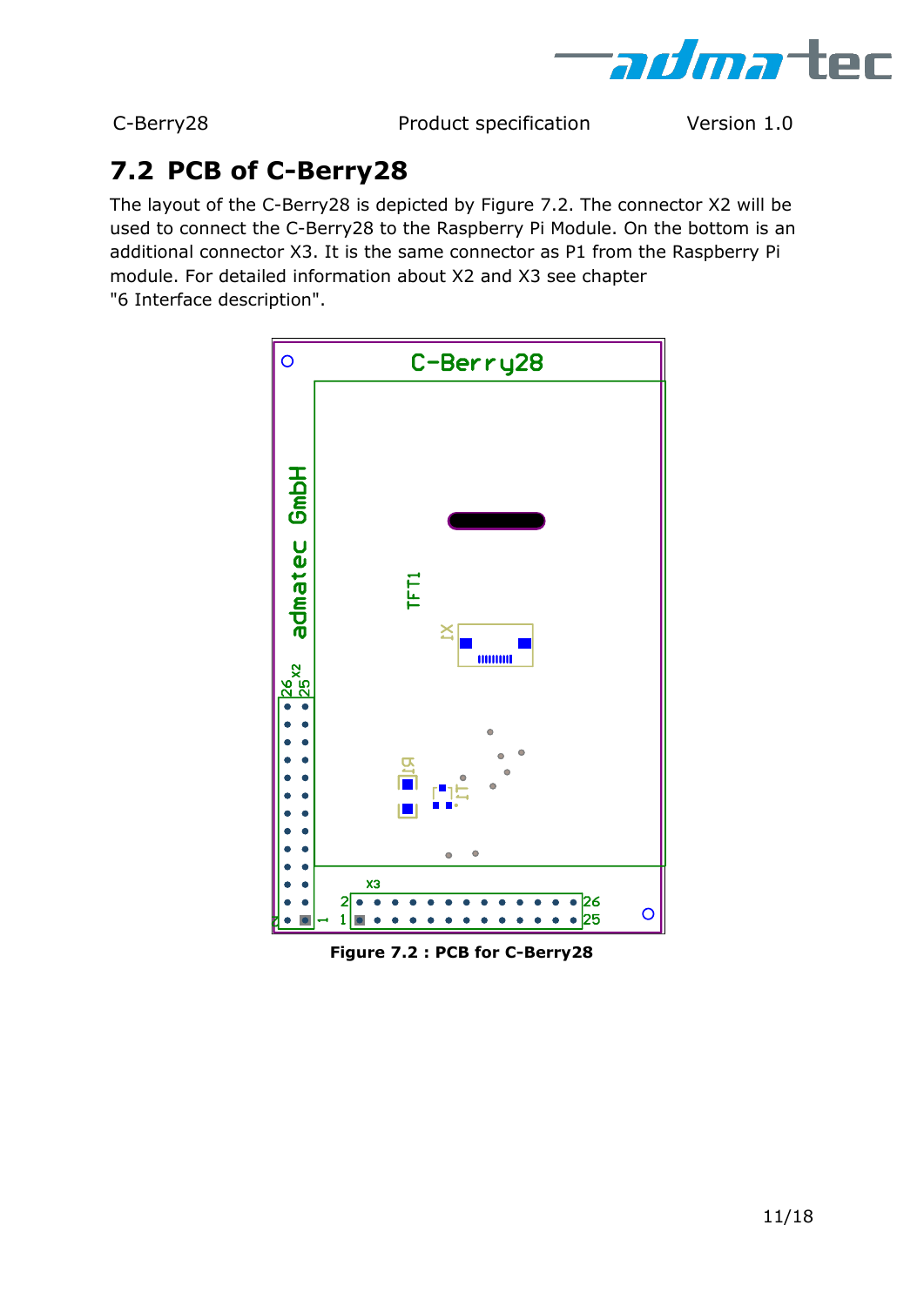## 7.2 PCB of C-Berry28

The layout of the C-Berry28 is depicted by Figure 7.2. The connector X2 will be used to connect the C-Berry28 to the Raspberry Pi Module. On the bottom is an additional connector X3. It is the same connector as P1 from the Raspberry Pi module. For detailed information about X2 and X3 see chapter "6 Interface description".

**Figure 7.2 : PCB for C-Berry28**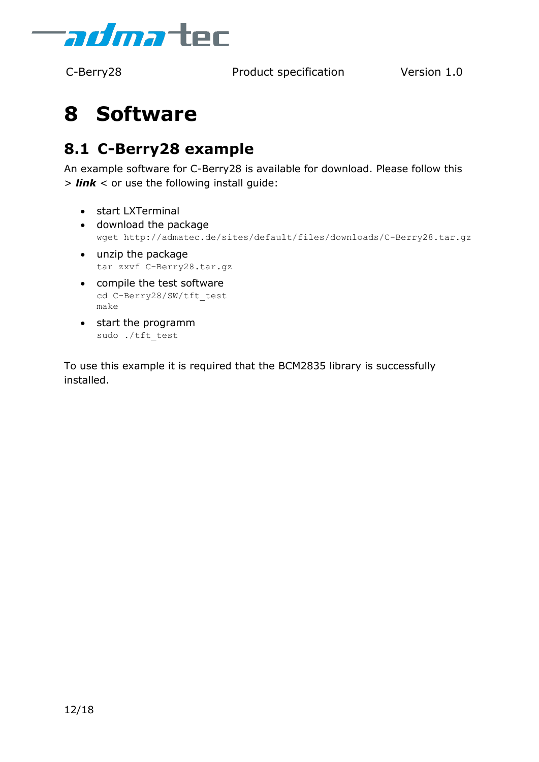# 8 Software

## 8.1 C-Berry28 example

An example software for C-Berry28 is available for download. Please follow this > ***link*** < or use the following install guide:

- start LXTerminal
- download the package
  ```
  wget http://admatec.de/sites/default/files/downloads/C-Berry28.tar.gz
  ```
- unzip the package
  ```
  tar zxvf C-Berry28.tar.gz
  ```
- compile the test software
  ```
  cd C-Berry28/SW/tft_test
  make
  ```
- start the programm
  ```
  sudo ./tft_test
  ```

To use this example it is required that the BCM2835 library is successfully installed.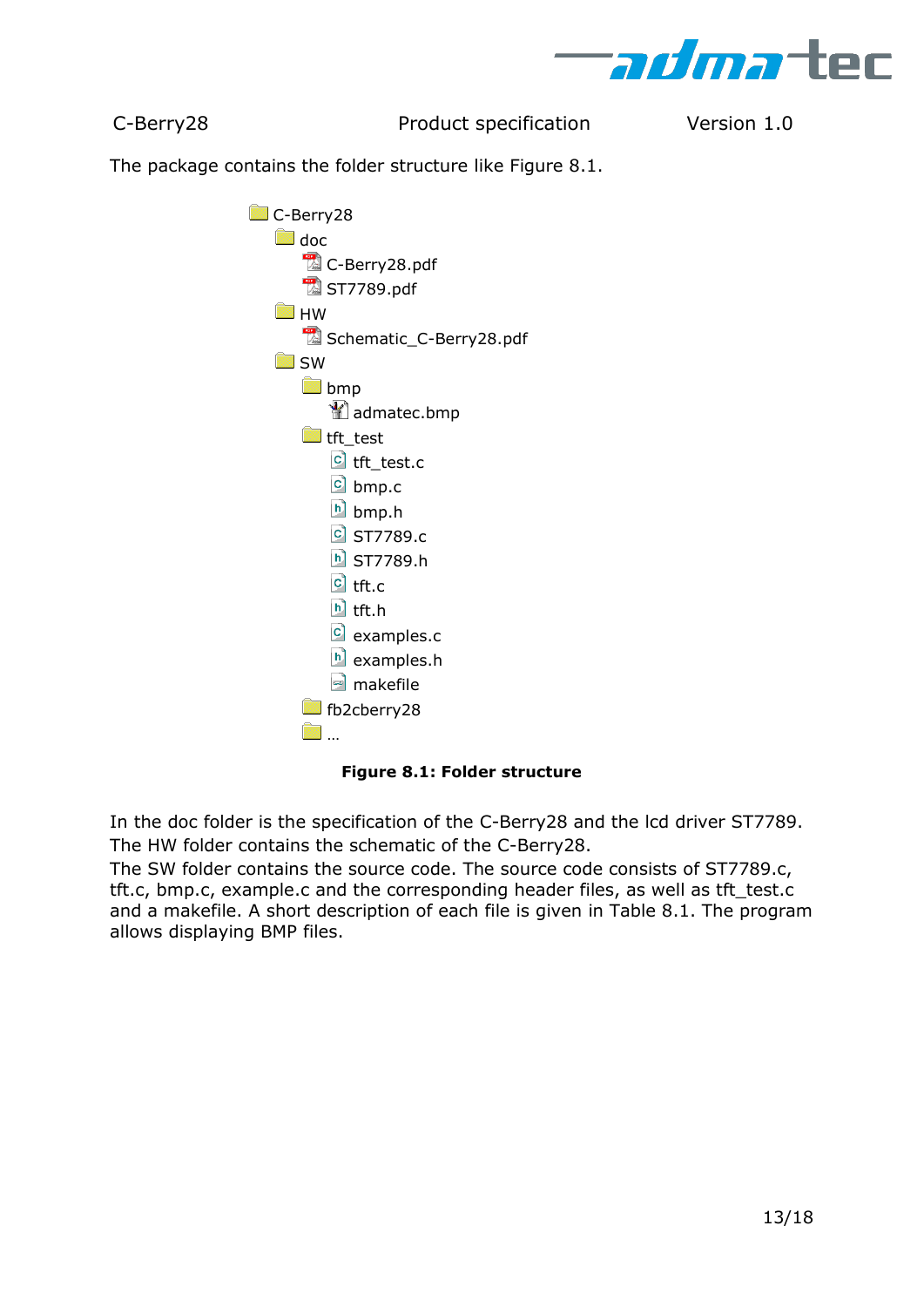The package contains the folder structure like Figure 8.1.

```
C-Berry28
    doc
        C-Berry28.pdf
        ST7789.pdf
    HW
        Schematic_C-Berry28.pdf
    SW
        bmp
            admatec.bmp
        tft_test
            tft_test.c
            bmp.c
            bmp.h
            ST7789.c
            ST7789.h
            tft.c
            tft.h
            examples.c
            examples.h
            makefile
        fb2cberry28
        …
```

**Figure 8.1: Folder structure**

In the doc folder is the specification of the C-Berry28 and the lcd driver ST7789.
The HW folder contains the schematic of the C-Berry28.
The SW folder contains the source code. The source code consists of ST7789.c, tft.c, bmp.c, example.c and the corresponding header files, as well as tft_test.c and a makefile. A short description of each file is given in Table 8.1. The program allows displaying BMP files.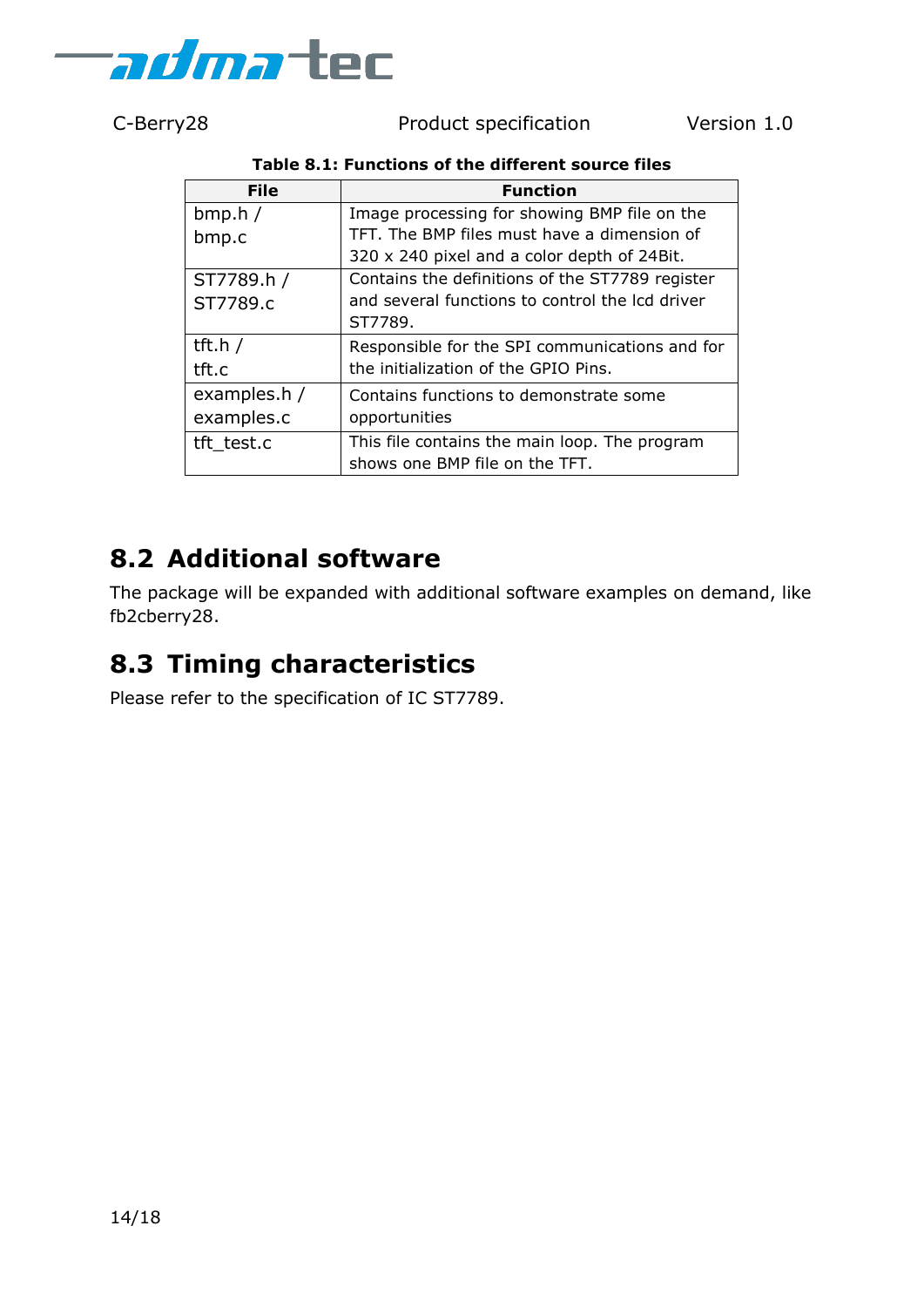**Table 8.1: Functions of the different source files**

| File | Function |
|---|---|
| bmp.h / bmp.c | Image processing for showing BMP file on the TFT. The BMP files must have a dimension of 320 x 240 pixel and a color depth of 24Bit. |
| ST7789.h / ST7789.c | Contains the definitions of the ST7789 register and several functions to control the lcd driver ST7789. |
| tft.h / tft.c | Responsible for the SPI communications and for the initialization of the GPIO Pins. |
| examples.h / examples.c | Contains functions to demonstrate some opportunities |
| tft_test.c | This file contains the main loop. The program shows one BMP file on the TFT. |

## 8.2 Additional software

The package will be expanded with additional software examples on demand, like fb2cberry28.

## 8.3 Timing characteristics

Please refer to the specification of IC ST7789.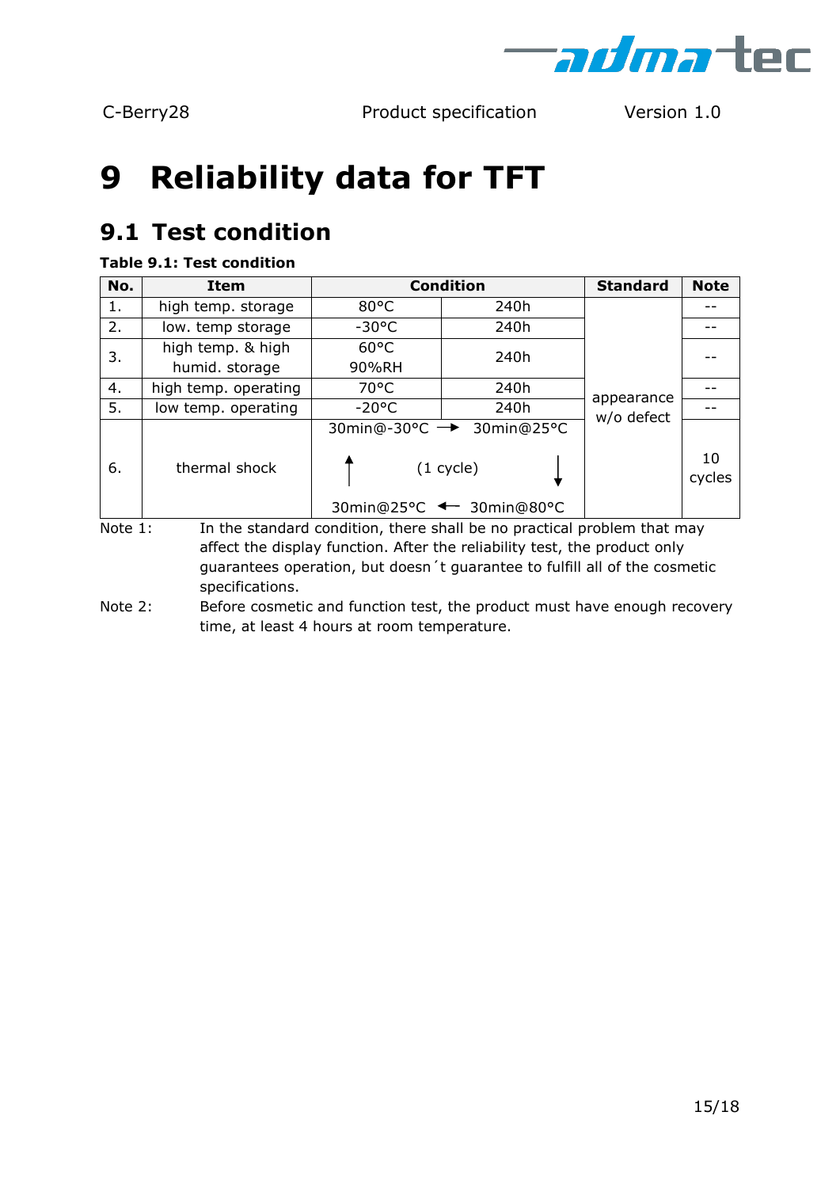# 9 Reliability data for TFT

## 9.1 Test condition

**Table 9.1: Test condition**

| No. | Item | Condition | | Standard | Note |
|---|---|---|---|---|---|
| 1. | high temp. storage | 80°C | 240h | appearance w/o defect | -- |
| 2. | low. temp storage | -30°C | 240h | | -- |
| 3. | high temp. & high humid. storage | 60°C 90%RH | 240h | | -- |
| 4. | high temp. operating | 70°C | 240h | | -- |
| 5. | low temp. operating | -20°C | 240h | | -- |
| 6. | thermal shock | 30min@-30°C → 30min@25°C → 30min@80°C → 30min@25°C → (1 cycle) | | | 10 cycles |

Note 1: In the standard condition, there shall be no practical problem that may affect the display function. After the reliability test, the product only guarantees operation, but doesn´t guarantee to fulfill all of the cosmetic specifications.

Note 2: Before cosmetic and function test, the product must have enough recovery time, at least 4 hours at room temperature.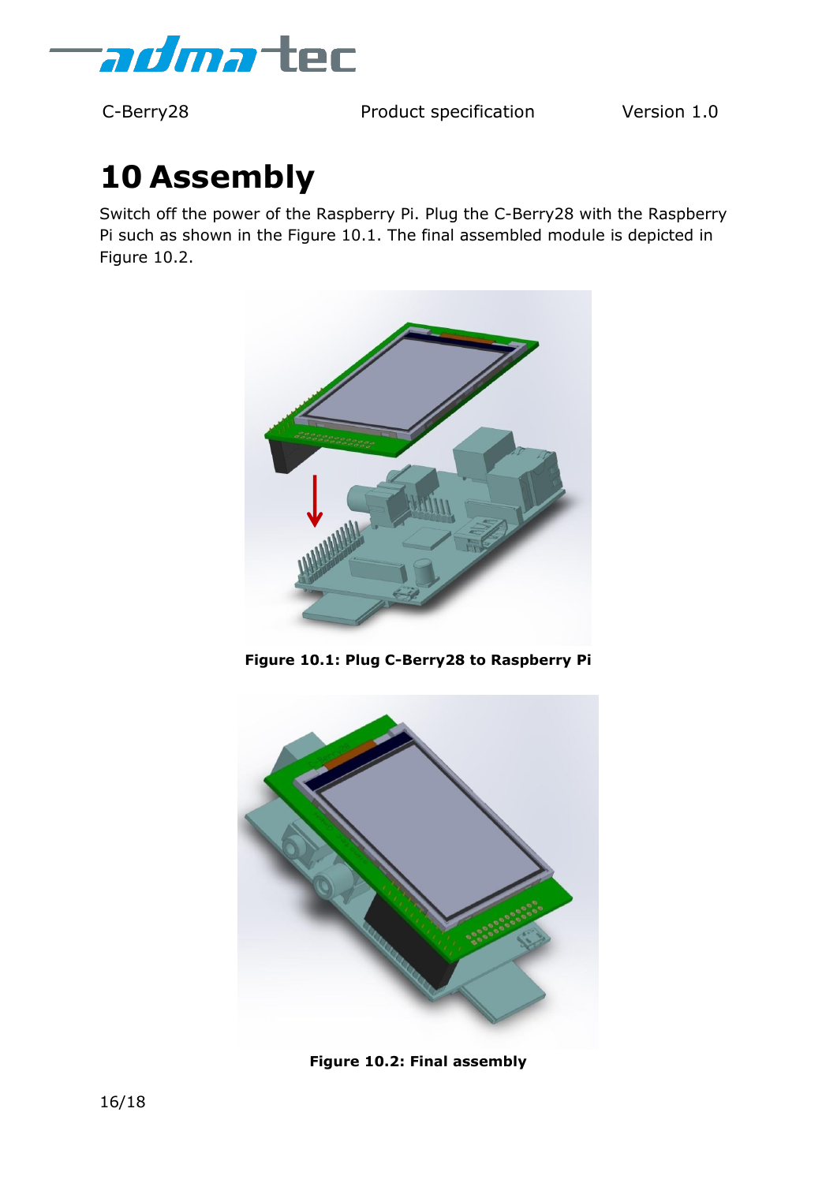# 10 Assembly

Switch off the power of the Raspberry Pi. Plug the C-Berry28 with the Raspberry Pi such as shown in the Figure 10.1. The final assembled module is depicted in Figure 10.2.

**Figure 10.1: Plug C-Berry28 to Raspberry Pi**

**Figure 10.2: Final assembly**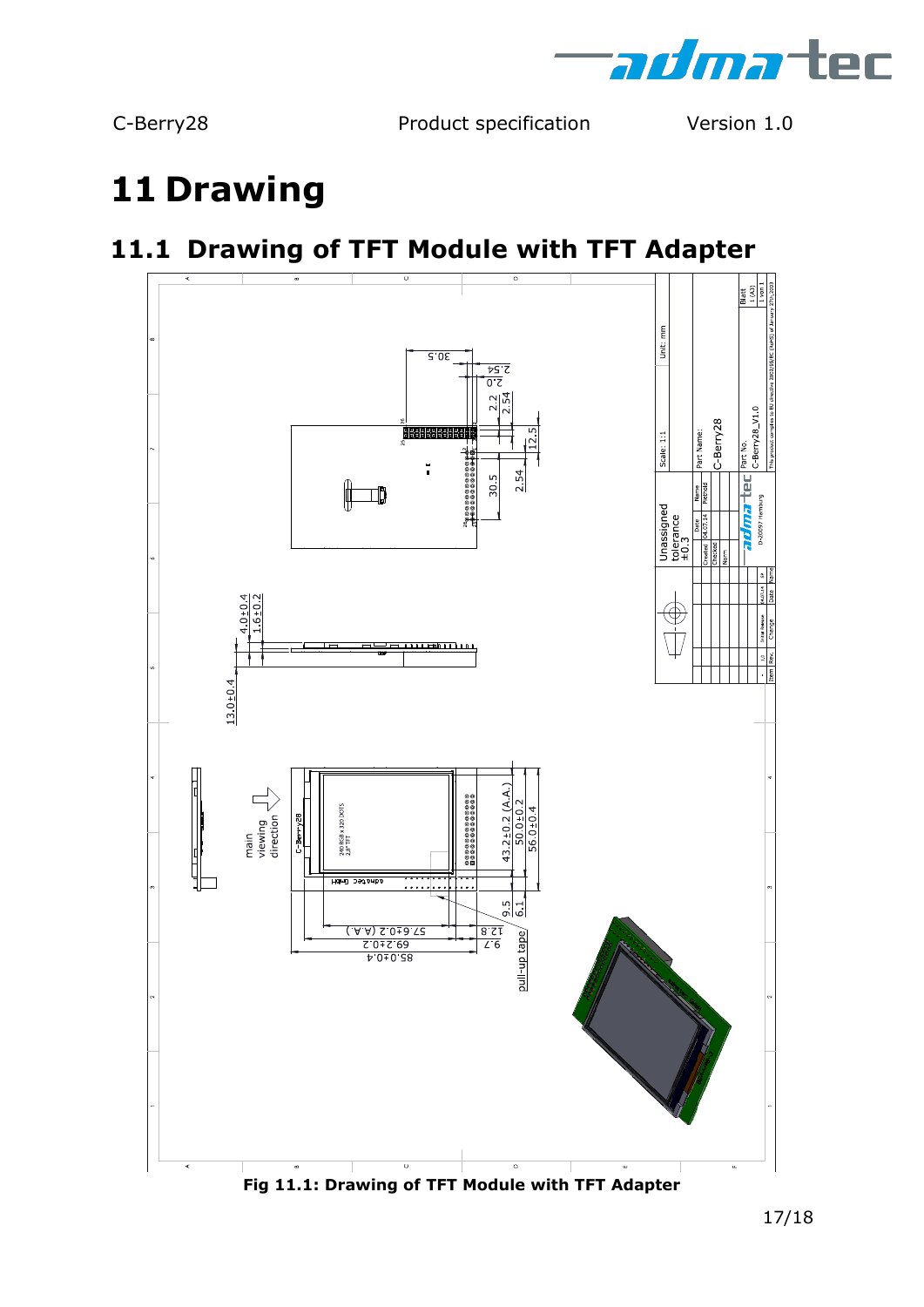# 11 Drawing

## 11.1 Drawing of TFT Module with TFT Adapter

Fig 11.1: Drawing of TFT Module with TFT Adapter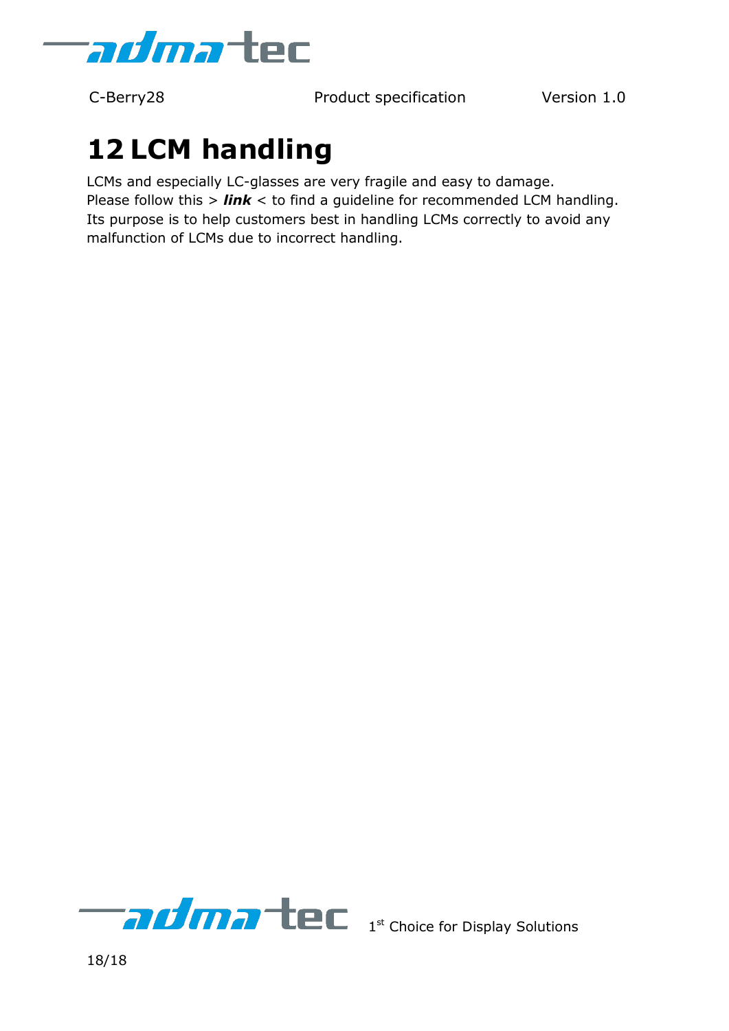# 12 LCM handling

LCMs and especially LC-glasses are very fragile and easy to damage.
Please follow this > ***link*** < to find a guideline for recommended LCM handling.
Its purpose is to help customers best in handling LCMs correctly to avoid any malfunction of LCMs due to incorrect handling.